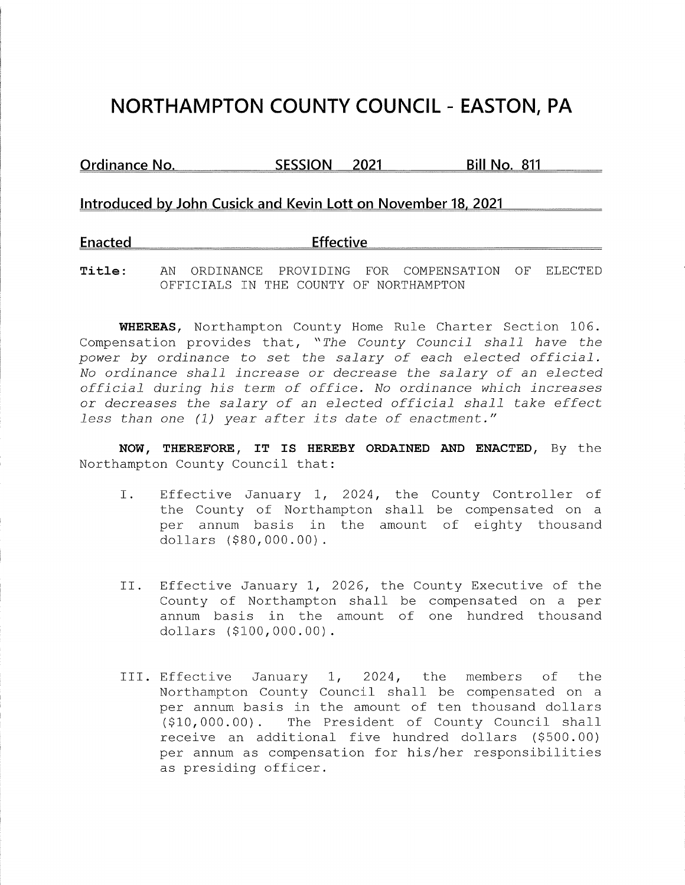# NORTHAMPTON COUNTY COUNCIL - EASTON, PA

**Ordinance No. SESSION 2021 Bill No. 811**

**Introduced by John Cusick and Kevin Lott on November 18, 2021**

**Enacted Effective**

**Title:** AN ORDINANCE PROVIDING FOR COMPENSATION OF ELECTED OFFICIALS IN THE COUNTY OF NORTHAMPTON

**WHEREAS,** Northampton County Home Rule Charter Section 106. Compensation provides that, "*The County Council shall have the power by ordinance to set the salary of each elected official. No ordinance shall increase or decrease the salary of an elected official during his term of office. No ordinance which increases or decreases the salary of an elected official shall take effect less than one (1) year after its date of enactment.*"

**NOW, THEREFORE, IT IS HEREBY ORDAINED AND ENACTED,** By the Northampton County Council that:

I. Effective January 1, 2024, the County Controller of the County of Northampton shall be compensated on a per annum basis in the amount of eighty thousand dollars ($80,000.00).

II. Effective January 1, 2026, the County Executive of the County of Northampton shall be compensated on a per annum basis in the amount of one hundred thousand dollars ($100,000.00).

III. Effective January 1, 2024, the members of the Northampton County Council shall be compensated on a per annum basis in the amount of ten thousand dollars ($10,000.00). The President of County Council shall receive an additional five hundred dollars ($500.00) per annum as compensation for his/her responsibilities as presiding officer.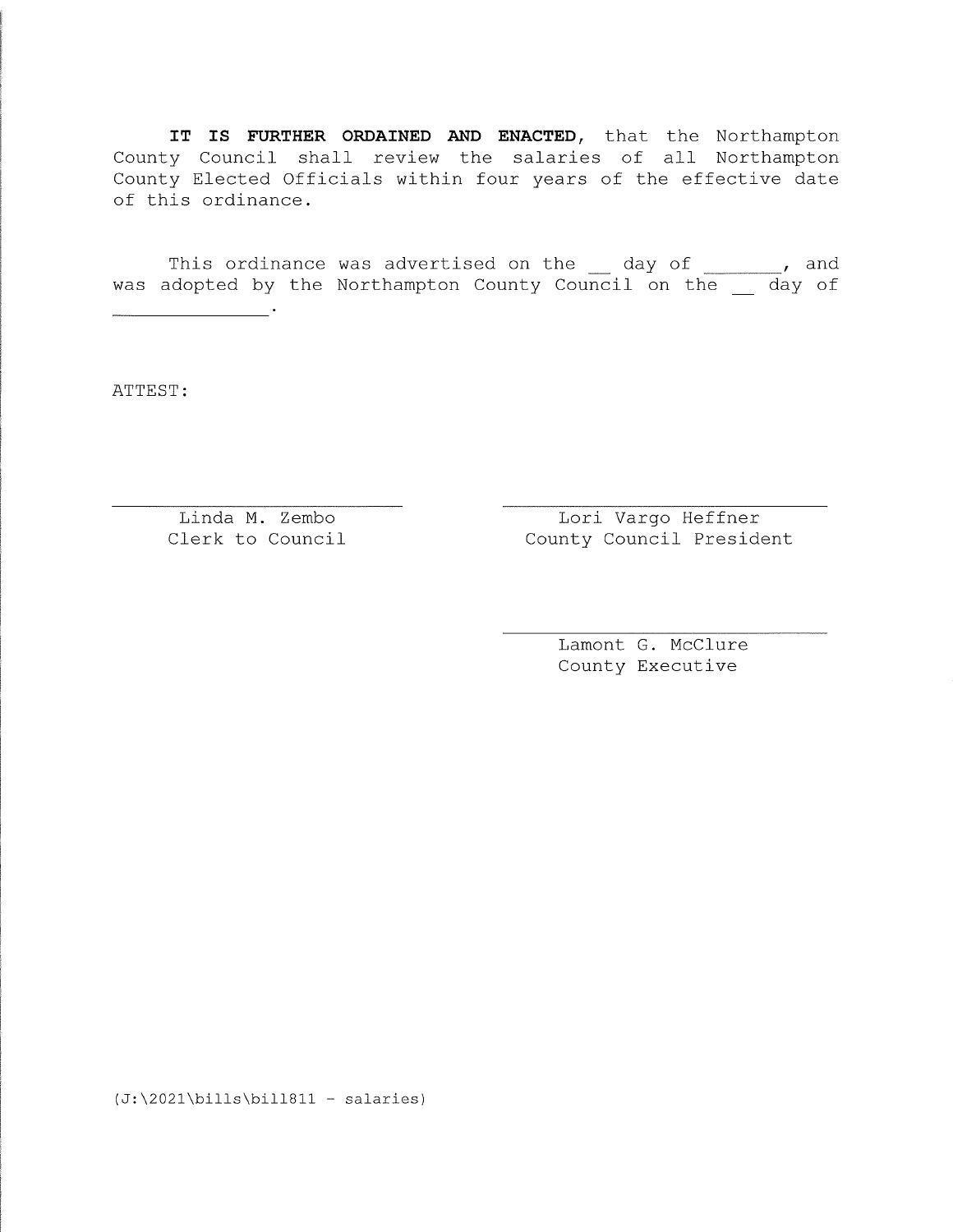**IT IS FURTHER ORDAINED AND ENACTED**, that the Northampton County Council shall review the salaries of all Northampton County Elected Officials within four years of the effective date of this ordinance.

This ordinance was advertised on the __ day of _______, and was adopted by the Northampton County Council on the __ day of ______________.

ATTEST:

\_\_\_\_\_\_\_\_\_\_\_\_\_\_\_\_\_\_\_\_\_\_\_\_\_\_\_\_
Linda M. Zembo
Clerk to Council

\_\_\_\_\_\_\_\_\_\_\_\_\_\_\_\_\_\_\_\_\_\_\_\_\_\_\_\_
Lori Vargo Heffner
County Council President

\_\_\_\_\_\_\_\_\_\_\_\_\_\_\_\_\_\_\_\_\_\_\_\_\_\_\_\_
Lamont G. McClure
County Executive

(J:\2021\bills\bill811 - salaries)